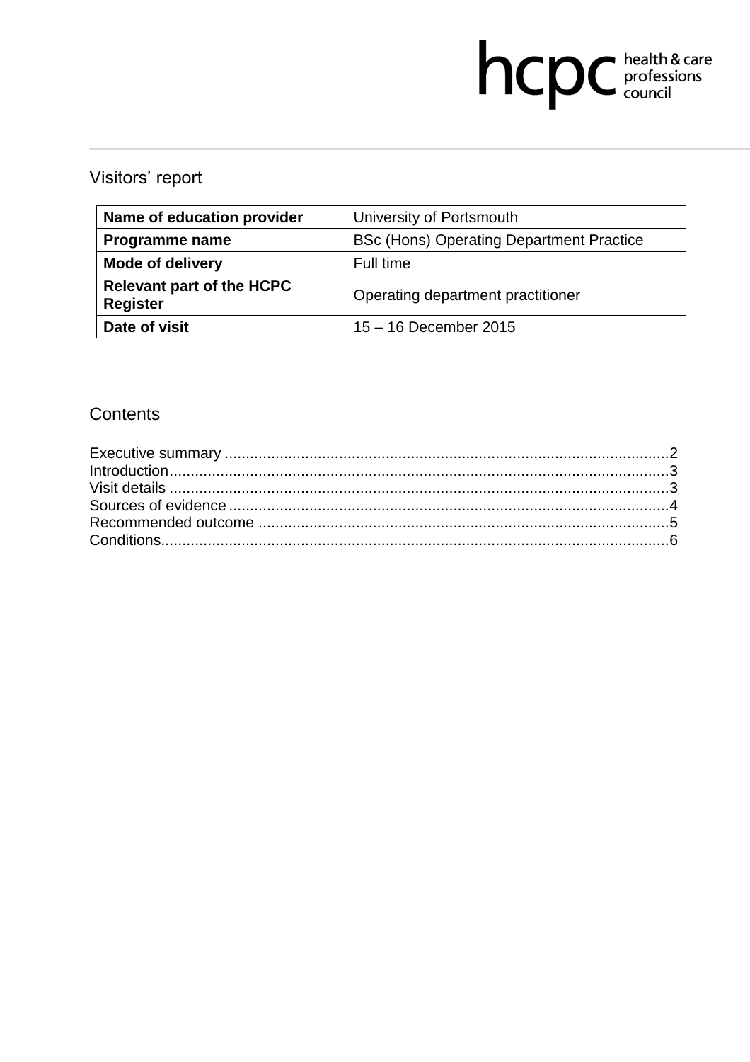hcpc health & care professions council

# Visitors' report

| Name of education provider | University of Portsmouth |
|---|---|
| Programme name | BSc (Hons) Operating Department Practice |
| Mode of delivery | Full time |
| Relevant part of the HCPC Register | Operating department practitioner |
| Date of visit | 15 – 16 December 2015 |

## Contents

Executive summary ........................................................................................................2
Introduction....................................................................................................................3
Visit details ....................................................................................................................3
Sources of evidence ......................................................................................................4
Recommended outcome ...............................................................................................5
Conditions......................................................................................................................6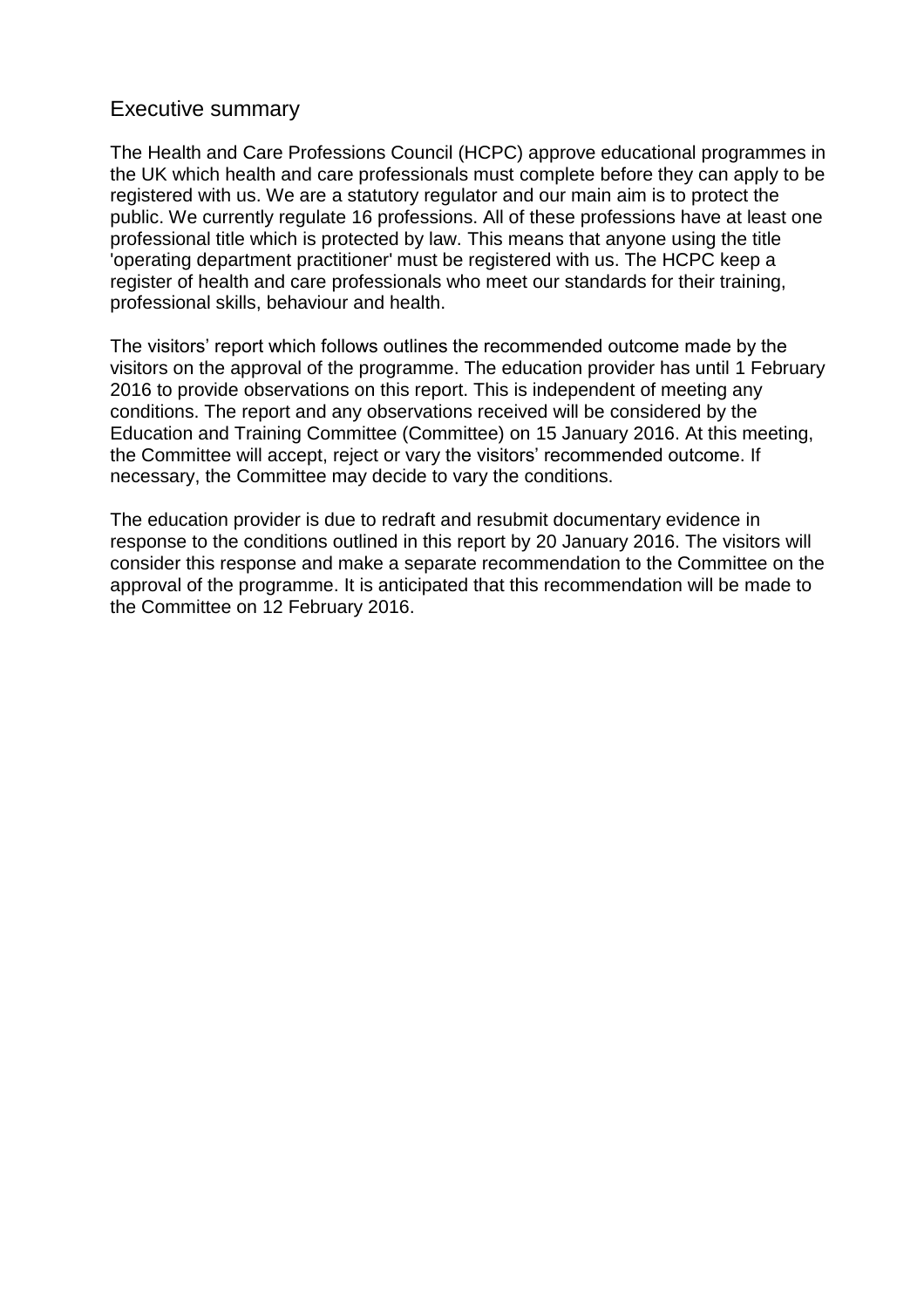## Executive summary

The Health and Care Professions Council (HCPC) approve educational programmes in the UK which health and care professionals must complete before they can apply to be registered with us. We are a statutory regulator and our main aim is to protect the public. We currently regulate 16 professions. All of these professions have at least one professional title which is protected by law. This means that anyone using the title 'operating department practitioner' must be registered with us. The HCPC keep a register of health and care professionals who meet our standards for their training, professional skills, behaviour and health.

The visitors' report which follows outlines the recommended outcome made by the visitors on the approval of the programme. The education provider has until 1 February 2016 to provide observations on this report. This is independent of meeting any conditions. The report and any observations received will be considered by the Education and Training Committee (Committee) on 15 January 2016. At this meeting, the Committee will accept, reject or vary the visitors' recommended outcome. If necessary, the Committee may decide to vary the conditions.

The education provider is due to redraft and resubmit documentary evidence in response to the conditions outlined in this report by 20 January 2016. The visitors will consider this response and make a separate recommendation to the Committee on the approval of the programme. It is anticipated that this recommendation will be made to the Committee on 12 February 2016.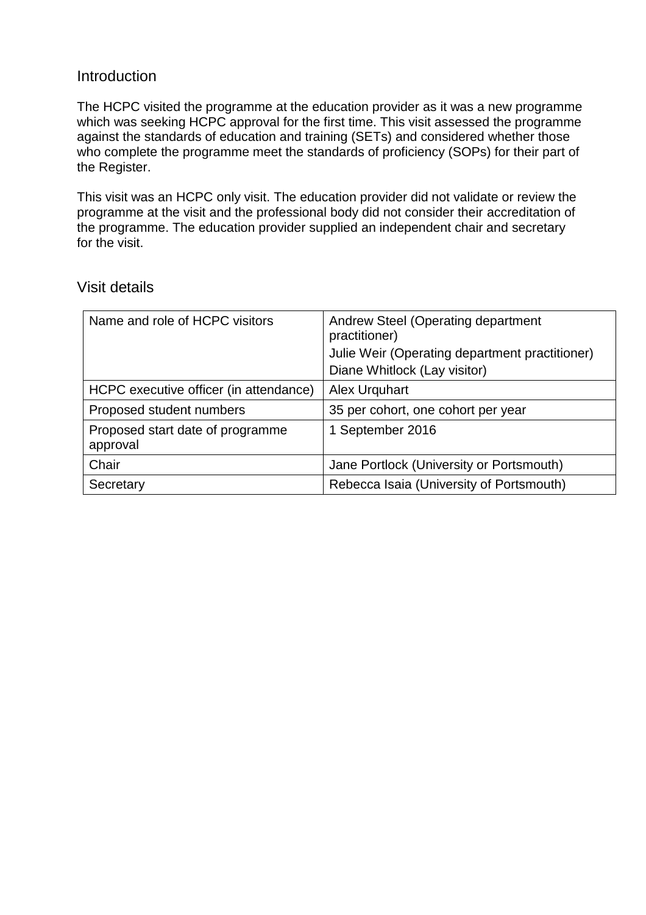## Introduction

The HCPC visited the programme at the education provider as it was a new programme which was seeking HCPC approval for the first time. This visit assessed the programme against the standards of education and training (SETs) and considered whether those who complete the programme meet the standards of proficiency (SOPs) for their part of the Register.

This visit was an HCPC only visit. The education provider did not validate or review the programme at the visit and the professional body did not consider their accreditation of the programme. The education provider supplied an independent chair and secretary for the visit.

## Visit details

| Name and role of HCPC visitors | Andrew Steel (Operating department practitioner)<br>Julie Weir (Operating department practitioner)<br>Diane Whitlock (Lay visitor) |
|---|---|
| HCPC executive officer (in attendance) | Alex Urquhart |
| Proposed student numbers | 35 per cohort, one cohort per year |
| Proposed start date of programme approval | 1 September 2016 |
| Chair | Jane Portlock (University or Portsmouth) |
| Secretary | Rebecca Isaia (University of Portsmouth) |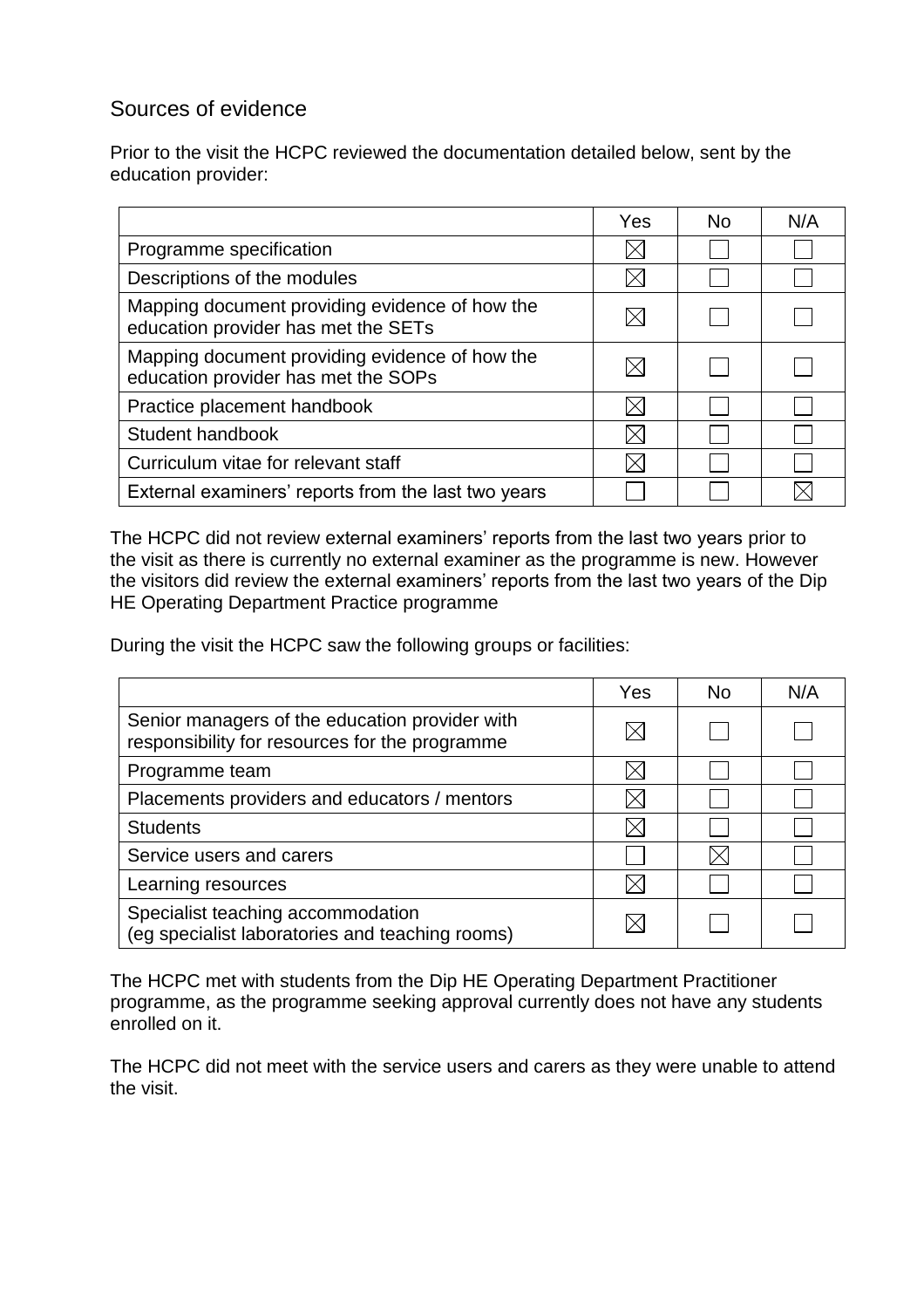## Sources of evidence

Prior to the visit the HCPC reviewed the documentation detailed below, sent by the education provider:

| | Yes | No | N/A |
|---|---|---|---|
| Programme specification | ☒ | ☐ | ☐ |
| Descriptions of the modules | ☒ | ☐ | ☐ |
| Mapping document providing evidence of how the education provider has met the SETs | ☒ | ☐ | ☐ |
| Mapping document providing evidence of how the education provider has met the SOPs | ☒ | ☐ | ☐ |
| Practice placement handbook | ☒ | ☐ | ☐ |
| Student handbook | ☒ | ☐ | ☐ |
| Curriculum vitae for relevant staff | ☒ | ☐ | ☐ |
| External examiners' reports from the last two years | ☐ | ☐ | ☒ |

The HCPC did not review external examiners' reports from the last two years prior to the visit as there is currently no external examiner as the programme is new. However the visitors did review the external examiners' reports from the last two years of the Dip HE Operating Department Practice programme

During the visit the HCPC saw the following groups or facilities:

| | Yes | No | N/A |
|---|---|---|---|
| Senior managers of the education provider with responsibility for resources for the programme | ☒ | ☐ | ☐ |
| Programme team | ☒ | ☐ | ☐ |
| Placements providers and educators / mentors | ☒ | ☐ | ☐ |
| Students | ☒ | ☐ | ☐ |
| Service users and carers | ☐ | ☒ | ☐ |
| Learning resources | ☒ | ☐ | ☐ |
| Specialist teaching accommodation (eg specialist laboratories and teaching rooms) | ☒ | ☐ | ☐ |

The HCPC met with students from the Dip HE Operating Department Practitioner programme, as the programme seeking approval currently does not have any students enrolled on it.

The HCPC did not meet with the service users and carers as they were unable to attend the visit.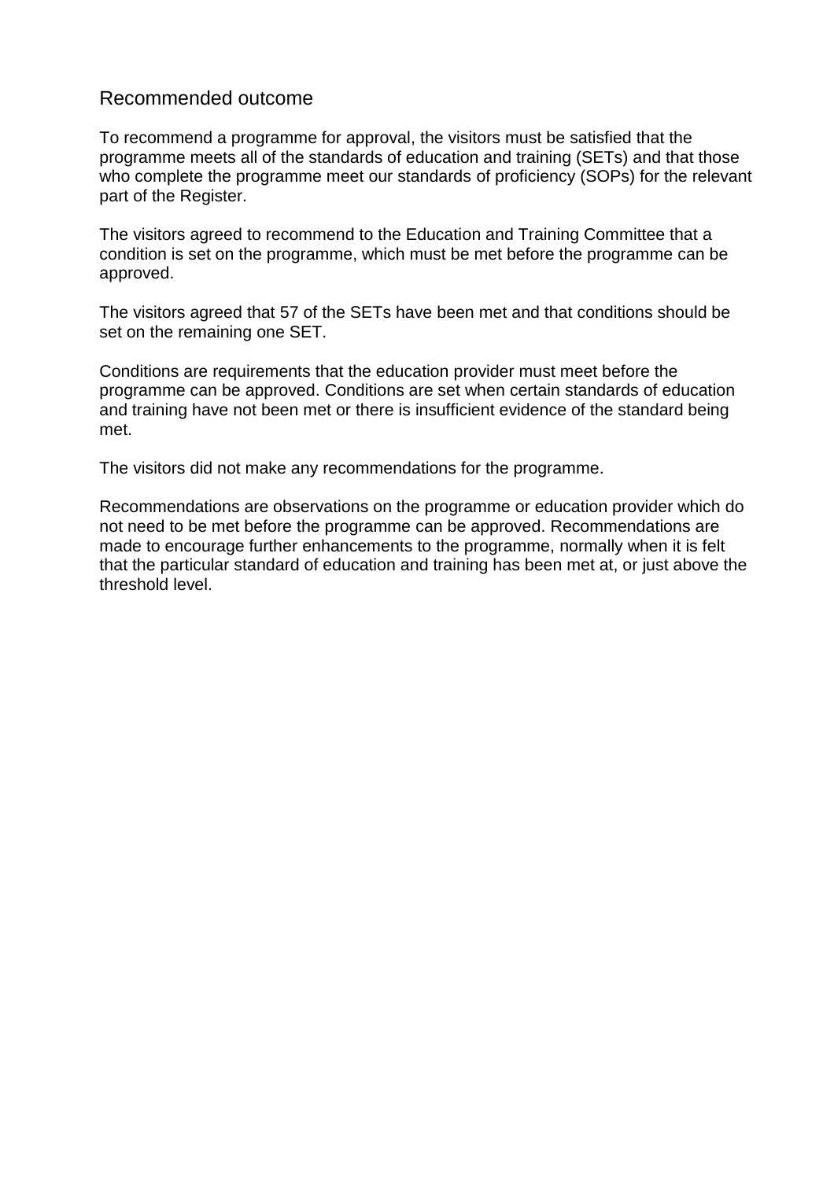## Recommended outcome

To recommend a programme for approval, the visitors must be satisfied that the programme meets all of the standards of education and training (SETs) and that those who complete the programme meet our standards of proficiency (SOPs) for the relevant part of the Register.

The visitors agreed to recommend to the Education and Training Committee that a condition is set on the programme, which must be met before the programme can be approved.

The visitors agreed that 57 of the SETs have been met and that conditions should be set on the remaining one SET.

Conditions are requirements that the education provider must meet before the programme can be approved. Conditions are set when certain standards of education and training have not been met or there is insufficient evidence of the standard being met.

The visitors did not make any recommendations for the programme.

Recommendations are observations on the programme or education provider which do not need to be met before the programme can be approved. Recommendations are made to encourage further enhancements to the programme, normally when it is felt that the particular standard of education and training has been met at, or just above the threshold level.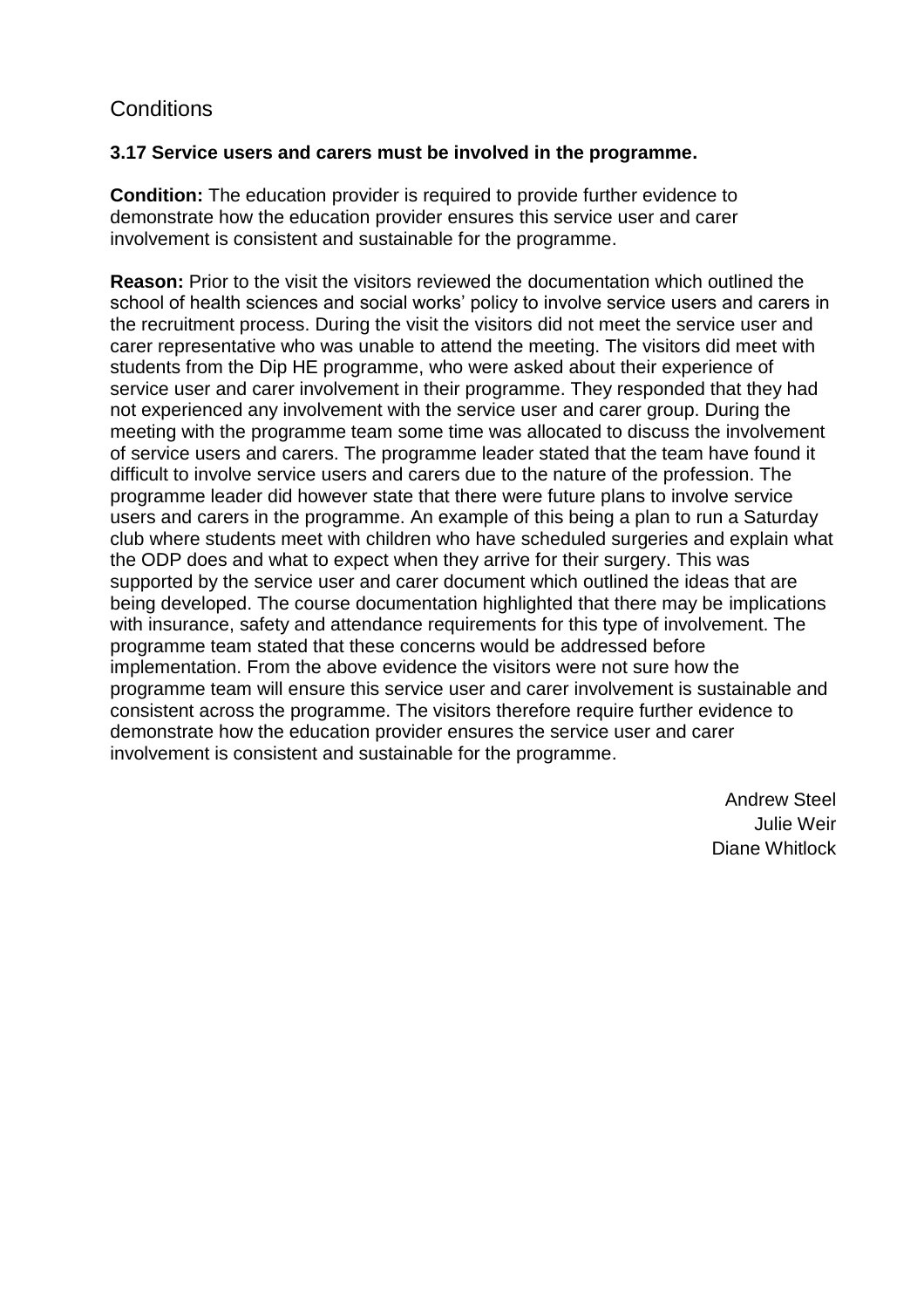## Conditions

**3.17 Service users and carers must be involved in the programme.**

**Condition:** The education provider is required to provide further evidence to demonstrate how the education provider ensures this service user and carer involvement is consistent and sustainable for the programme.

**Reason:** Prior to the visit the visitors reviewed the documentation which outlined the school of health sciences and social works' policy to involve service users and carers in the recruitment process. During the visit the visitors did not meet the service user and carer representative who was unable to attend the meeting. The visitors did meet with students from the Dip HE programme, who were asked about their experience of service user and carer involvement in their programme. They responded that they had not experienced any involvement with the service user and carer group. During the meeting with the programme team some time was allocated to discuss the involvement of service users and carers. The programme leader stated that the team have found it difficult to involve service users and carers due to the nature of the profession. The programme leader did however state that there were future plans to involve service users and carers in the programme. An example of this being a plan to run a Saturday club where students meet with children who have scheduled surgeries and explain what the ODP does and what to expect when they arrive for their surgery. This was supported by the service user and carer document which outlined the ideas that are being developed. The course documentation highlighted that there may be implications with insurance, safety and attendance requirements for this type of involvement. The programme team stated that these concerns would be addressed before implementation. From the above evidence the visitors were not sure how the programme team will ensure this service user and carer involvement is sustainable and consistent across the programme. The visitors therefore require further evidence to demonstrate how the education provider ensures the service user and carer involvement is consistent and sustainable for the programme.

Andrew Steel
Julie Weir
Diane Whitlock